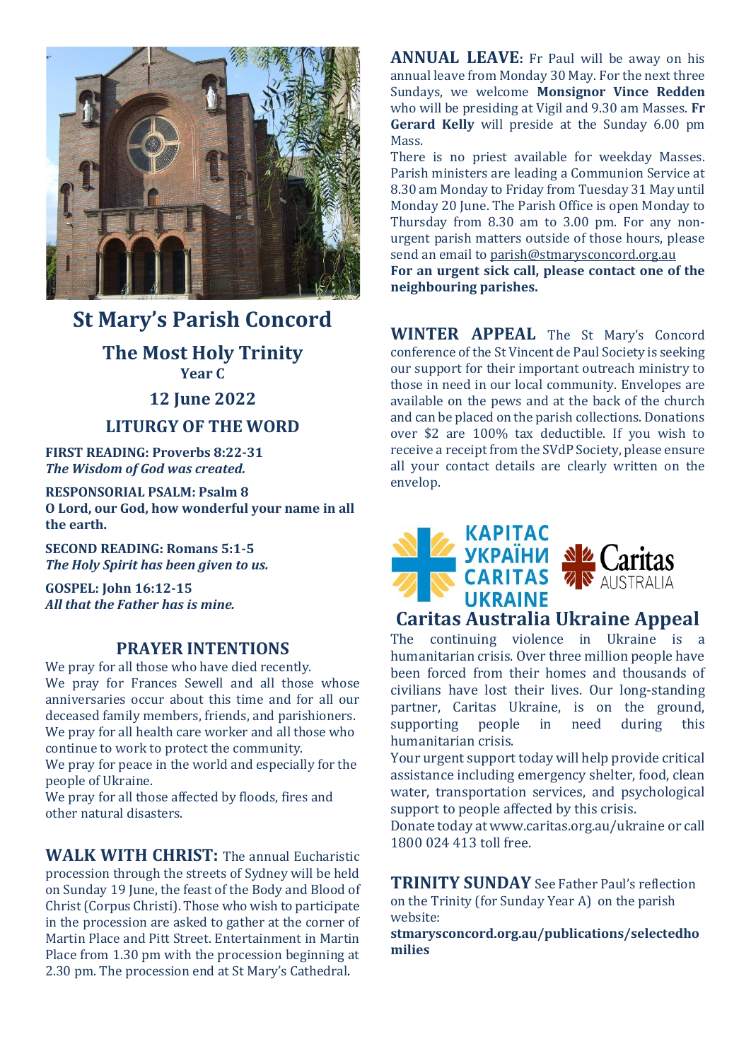# St Mary's Parish Concord

## The Most Holy Trinity

**Year C**

## 12 June 2022

## LITURGY OF THE WORD

**FIRST READING: Proverbs 8:22-31**
***The Wisdom of God was created.***

**RESPONSORIAL PSALM: Psalm 8**
**O Lord, our God, how wonderful your name in all the earth.**

**SECOND READING: Romans 5:1-5**
***The Holy Spirit has been given to us.***

**GOSPEL: John 16:12-15**
***All that the Father has is mine.***

## PRAYER INTENTIONS

We pray for all those who have died recently.
We pray for Frances Sewell and all those whose anniversaries occur about this time and for all our deceased family members, friends, and parishioners.
We pray for all health care worker and all those who continue to work to protect the community.
We pray for peace in the world and especially for the people of Ukraine.
We pray for all those affected by floods, fires and other natural disasters.

**WALK WITH CHRIST:** The annual Eucharistic procession through the streets of Sydney will be held on Sunday 19 June, the feast of the Body and Blood of Christ (Corpus Christi). Those who wish to participate in the procession are asked to gather at the corner of Martin Place and Pitt Street. Entertainment in Martin Place from 1.30 pm with the procession beginning at 2.30 pm. The procession end at St Mary's Cathedral.

**ANNUAL LEAVE:** Fr Paul will be away on his annual leave from Monday 30 May. For the next three Sundays, we welcome **Monsignor Vince Redden** who will be presiding at Vigil and 9.30 am Masses. **Fr Gerard Kelly** will preside at the Sunday 6.00 pm Mass.
There is no priest available for weekday Masses. Parish ministers are leading a Communion Service at 8.30 am Monday to Friday from Tuesday 31 May until Monday 20 June. The Parish Office is open Monday to Thursday from 8.30 am to 3.00 pm. For any non-urgent parish matters outside of those hours, please send an email to parish@stmarysconcord.org.au
**For an urgent sick call, please contact one of the neighbouring parishes.**

**WINTER APPEAL** The St Mary's Concord conference of the St Vincent de Paul Society is seeking our support for their important outreach ministry to those in need in our local community. Envelopes are available on the pews and at the back of the church and can be placed on the parish collections. Donations over $2 are 100% tax deductible. If you wish to receive a receipt from the SVdP Society, please ensure all your contact details are clearly written on the envelop.

КАРІТАС УКРАЇНИ CARITAS UKRAINE

Caritas AUSTRALIA

## Caritas Australia Ukraine Appeal

The continuing violence in Ukraine is a humanitarian crisis. Over three million people have been forced from their homes and thousands of civilians have lost their lives. Our long-standing partner, Caritas Ukraine, is on the ground, supporting people in need during this humanitarian crisis.
Your urgent support today will help provide critical assistance including emergency shelter, food, clean water, transportation services, and psychological support to people affected by this crisis.
Donate today at www.caritas.org.au/ukraine or call 1800 024 413 toll free.

**TRINITY SUNDAY** See Father Paul's reflection on the Trinity (for Sunday Year A) on the parish website:
**stmarysconcord.org.au/publications/selectedhomilies**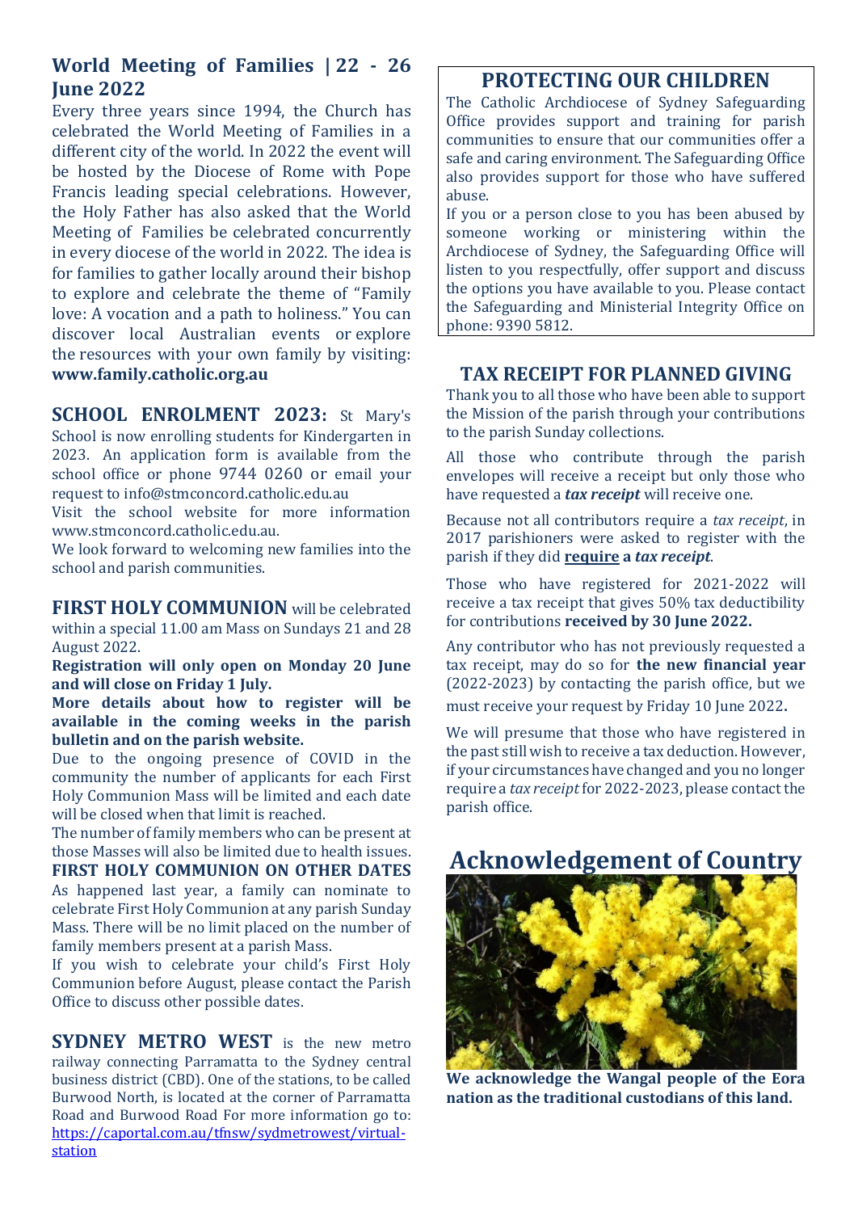## World Meeting of Families | 22 - 26 June 2022

Every three years since 1994, the Church has celebrated the World Meeting of Families in a different city of the world. In 2022 the event will be hosted by the Diocese of Rome with Pope Francis leading special celebrations. However, the Holy Father has also asked that the World Meeting of Families be celebrated concurrently in every diocese of the world in 2022. The idea is for families to gather locally around their bishop to explore and celebrate the theme of "Family love: A vocation and a path to holiness." You can discover local Australian events or explore the resources with your own family by visiting: **www.family.catholic.org.au**

**SCHOOL ENROLMENT 2023:** St Mary's School is now enrolling students for Kindergarten in 2023. An application form is available from the school office or phone 9744 0260 or email your request to info@stmconcord.catholic.edu.au

Visit the school website for more information www.stmconcord.catholic.edu.au.

We look forward to welcoming new families into the school and parish communities.

**FIRST HOLY COMMUNION** will be celebrated within a special 11.00 am Mass on Sundays 21 and 28 August 2022.

**Registration will only open on Monday 20 June and will close on Friday 1 July.**

**More details about how to register will be available in the coming weeks in the parish bulletin and on the parish website.**

Due to the ongoing presence of COVID in the community the number of applicants for each First Holy Communion Mass will be limited and each date will be closed when that limit is reached.

The number of family members who can be present at those Masses will also be limited due to health issues.

**FIRST HOLY COMMUNION ON OTHER DATES**

As happened last year, a family can nominate to celebrate First Holy Communion at any parish Sunday Mass. There will be no limit placed on the number of family members present at a parish Mass.

If you wish to celebrate your child's First Holy Communion before August, please contact the Parish Office to discuss other possible dates.

**SYDNEY METRO WEST** is the new metro railway connecting Parramatta to the Sydney central business district (CBD). One of the stations, to be called Burwood North, is located at the corner of Parramatta Road and Burwood Road For more information go to: https://caportal.com.au/tfnsw/sydmetrowest/virtual-station

## PROTECTING OUR CHILDREN

The Catholic Archdiocese of Sydney Safeguarding Office provides support and training for parish communities to ensure that our communities offer a safe and caring environment. The Safeguarding Office also provides support for those who have suffered abuse.

If you or a person close to you has been abused by someone working or ministering within the Archdiocese of Sydney, the Safeguarding Office will listen to you respectfully, offer support and discuss the options you have available to you. Please contact the Safeguarding and Ministerial Integrity Office on phone: 9390 5812.

## TAX RECEIPT FOR PLANNED GIVING

Thank you to all those who have been able to support the Mission of the parish through your contributions to the parish Sunday collections.

All those who contribute through the parish envelopes will receive a receipt but only those who have requested a ***tax receipt*** will receive one.

Because not all contributors require a *tax receipt*, in 2017 parishioners were asked to register with the parish if they did **require a *tax receipt***.

Those who have registered for 2021-2022 will receive a tax receipt that gives 50% tax deductibility for contributions **received by 30 June 2022.**

Any contributor who has not previously requested a tax receipt, may do so for **the new financial year** (2022-2023) by contacting the parish office, but we must receive your request by Friday 10 June 2022**.**

We will presume that those who have registered in the past still wish to receive a tax deduction. However, if your circumstances have changed and you no longer require a *tax receipt* for 2022-2023, please contact the parish office.

## Acknowledgement of Country

**We acknowledge the Wangal people of the Eora nation as the traditional custodians of this land.**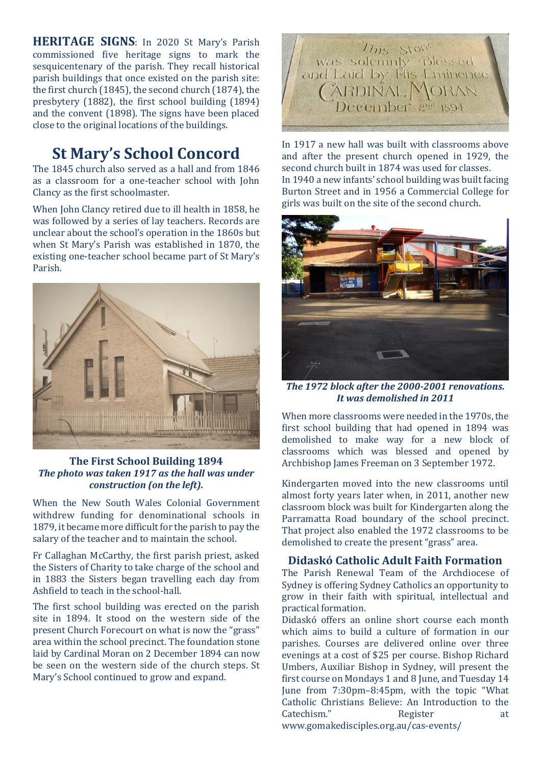**HERITAGE SIGNS**: In 2020 St Mary's Parish commissioned five heritage signs to mark the sesquicentenary of the parish. They recall historical parish buildings that once existed on the parish site: the first church (1845), the second church (1874), the presbytery (1882), the first school building (1894) and the convent (1898). The signs have been placed close to the original locations of the buildings.

## St Mary's School Concord

The 1845 church also served as a hall and from 1846 as a classroom for a one-teacher school with John Clancy as the first schoolmaster.

When John Clancy retired due to ill health in 1858, he was followed by a series of lay teachers. Records are unclear about the school's operation in the 1860s but when St Mary's Parish was established in 1870, the existing one-teacher school became part of St Mary's Parish.

**The First School Building 1894**
***The photo was taken 1917 as the hall was under construction (on the left).***

When the New South Wales Colonial Government withdrew funding for denominational schools in 1879, it became more difficult for the parish to pay the salary of the teacher and to maintain the school.

Fr Callaghan McCarthy, the first parish priest, asked the Sisters of Charity to take charge of the school and in 1883 the Sisters began travelling each day from Ashfield to teach in the school-hall.

The first school building was erected on the parish site in 1894. It stood on the western side of the present Church Forecourt on what is now the "grass" area within the school precinct. The foundation stone laid by Cardinal Moran on 2 December 1894 can now be seen on the western side of the church steps. St Mary's School continued to grow and expand.

This Stone was solemnly Blessed and Laid by His Eminence CARDINAL MORAN December 2nd 1894

In 1917 a new hall was built with classrooms above and after the present church opened in 1929, the second church built in 1874 was used for classes.
In 1940 a new infants' school building was built facing Burton Street and in 1956 a Commercial College for girls was built on the site of the second church.

***The 1972 block after the 2000-2001 renovations. It was demolished in 2011***

When more classrooms were needed in the 1970s, the first school building that had opened in 1894 was demolished to make way for a new block of classrooms which was blessed and opened by Archbishop James Freeman on 3 September 1972.

Kindergarten moved into the new classrooms until almost forty years later when, in 2011, another new classroom block was built for Kindergarten along the Parramatta Road boundary of the school precinct. That project also enabled the 1972 classrooms to be demolished to create the present "grass" area.

### Didaskó Catholic Adult Faith Formation

The Parish Renewal Team of the Archdiocese of Sydney is offering Sydney Catholics an opportunity to grow in their faith with spiritual, intellectual and practical formation.
Didaskó offers an online short course each month which aims to build a culture of formation in our parishes. Courses are delivered online over three evenings at a cost of $25 per course. Bishop Richard Umbers, Auxiliar Bishop in Sydney, will present the first course on Mondays 1 and 8 June, and Tuesday 14 June from 7:30pm–8:45pm, with the topic "What Catholic Christians Believe: An Introduction to the Catechism." Register at www.gomakedisciples.org.au/cas-events/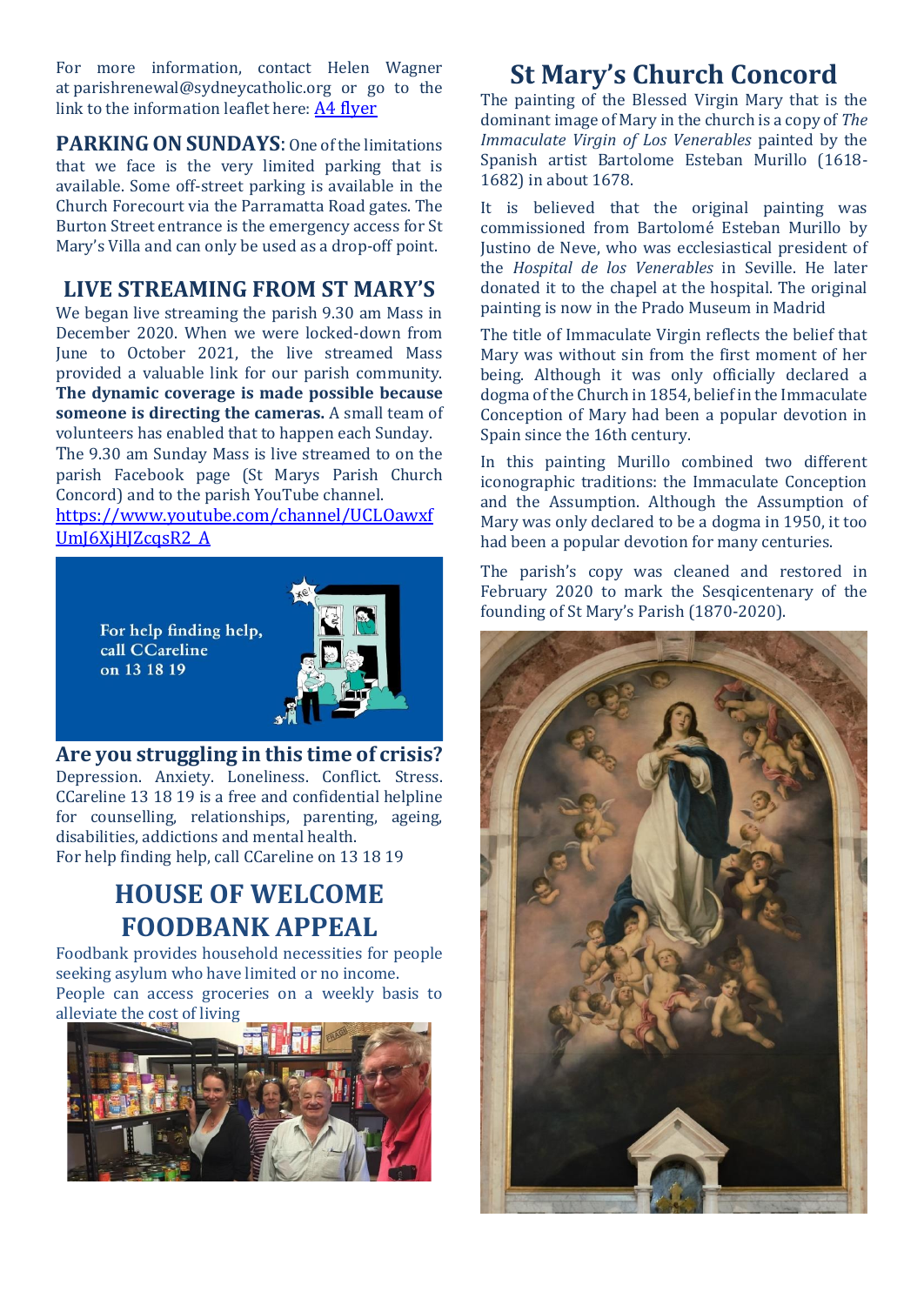For more information, contact Helen Wagner at parishrenewal@sydneycatholic.org or go to the link to the information leaflet here: A4 flyer

**PARKING ON SUNDAYS**: One of the limitations that we face is the very limited parking that is available. Some off-street parking is available in the Church Forecourt via the Parramatta Road gates. The Burton Street entrance is the emergency access for St Mary's Villa and can only be used as a drop-off point.

## LIVE STREAMING FROM ST MARY'S

We began live streaming the parish 9.30 am Mass in December 2020. When we were locked-down from June to October 2021, the live streamed Mass provided a valuable link for our parish community. **The dynamic coverage is made possible because someone is directing the cameras.** A small team of volunteers has enabled that to happen each Sunday.
The 9.30 am Sunday Mass is live streamed to on the parish Facebook page (St Marys Parish Church Concord) and to the parish YouTube channel.
https://www.youtube.com/channel/UCLOawxfUmJ6XjHJZcqsR2_A

For help finding help, call CCareline on 13 18 19

## Are you struggling in this time of crisis?

Depression. Anxiety. Loneliness. Conflict. Stress. CCareline 13 18 19 is a free and confidential helpline for counselling, relationships, parenting, ageing, disabilities, addictions and mental health.
For help finding help, call CCareline on 13 18 19

## HOUSE OF WELCOME FOODBANK APPEAL

Foodbank provides household necessities for people seeking asylum who have limited or no income.
People can access groceries on a weekly basis to alleviate the cost of living

## St Mary's Church Concord

The painting of the Blessed Virgin Mary that is the dominant image of Mary in the church is a copy of *The Immaculate Virgin of Los Venerables* painted by the Spanish artist Bartolome Esteban Murillo (1618-1682) in about 1678.

It is believed that the original painting was commissioned from Bartolomé Esteban Murillo by Justino de Neve, who was ecclesiastical president of the *Hospital de los Venerables* in Seville. He later donated it to the chapel at the hospital. The original painting is now in the Prado Museum in Madrid

The title of Immaculate Virgin reflects the belief that Mary was without sin from the first moment of her being. Although it was only officially declared a dogma of the Church in 1854, belief in the Immaculate Conception of Mary had been a popular devotion in Spain since the 16th century.

In this painting Murillo combined two different iconographic traditions: the Immaculate Conception and the Assumption. Although the Assumption of Mary was only declared to be a dogma in 1950, it too had been a popular devotion for many centuries.

The parish's copy was cleaned and restored in February 2020 to mark the Sesqicentenary of the founding of St Mary's Parish (1870-2020).